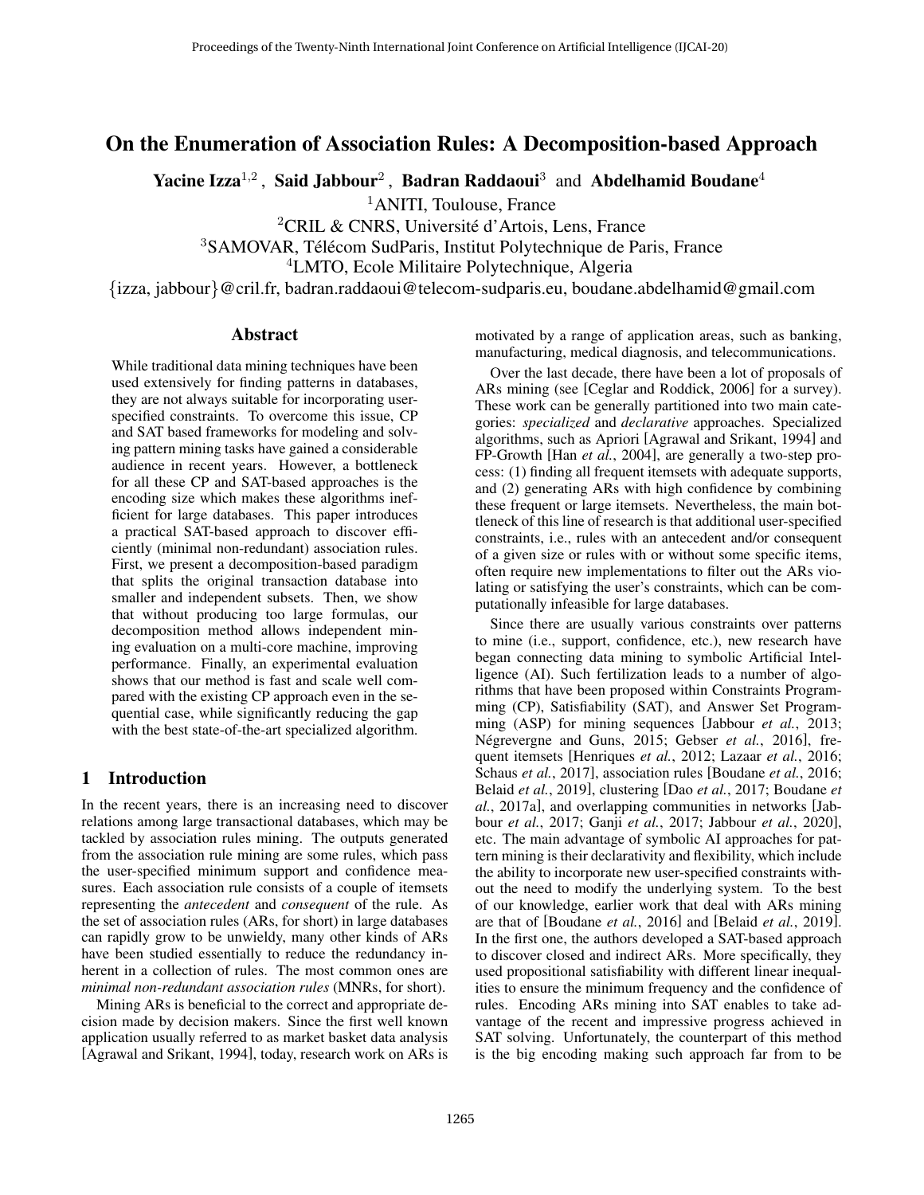Proceedings of the Twenty-Ninth International Joint Conference on Artificial Intelligence (IJCAI-20)

# On the Enumeration of Association Rules: A Decomposition-based Approach

**Yacine Izza**[1,2], **Said Jabbour**[2], **Badran Raddaoui**[3] and **Abdelhamid Boudane**[4]

[1]ANITI, Toulouse, France
[2]CRIL & CNRS, Université d'Artois, Lens, France
[3]SAMOVAR, Télécom SudParis, Institut Polytechnique de Paris, France
[4]LMTO, Ecole Militaire Polytechnique, Algeria

{izza, jabbour}@cril.fr, badran.raddaoui@telecom-sudparis.eu, boudane.abdelhamid@gmail.com

## Abstract

While traditional data mining techniques have been used extensively for finding patterns in databases, they are not always suitable for incorporating user-specified constraints. To overcome this issue, CP and SAT based frameworks for modeling and solving pattern mining tasks have gained a considerable audience in recent years. However, a bottleneck for all these CP and SAT-based approaches is the encoding size which makes these algorithms inefficient for large databases. This paper introduces a practical SAT-based approach to discover efficiently (minimal non-redundant) association rules. First, we present a decomposition-based paradigm that splits the original transaction database into smaller and independent subsets. Then, we show that without producing too large formulas, our decomposition method allows independent mining evaluation on a multi-core machine, improving performance. Finally, an experimental evaluation shows that our method is fast and scale well compared with the existing CP approach even in the sequential case, while significantly reducing the gap with the best state-of-the-art specialized algorithm.

## 1 Introduction

In the recent years, there is an increasing need to discover relations among large transactional databases, which may be tackled by association rules mining. The outputs generated from the association rule mining are some rules, which pass the user-specified minimum support and confidence measures. Each association rule consists of a couple of itemsets representing the *antecedent* and *consequent* of the rule. As the set of association rules (ARs, for short) in large databases can rapidly grow to be unwieldy, many other kinds of ARs have been studied essentially to reduce the redundancy inherent in a collection of rules. The most common ones are *minimal non-redundant association rules* (MNRs, for short).

Mining ARs is beneficial to the correct and appropriate decision made by decision makers. Since the first well known application usually referred to as market basket data analysis [Agrawal and Srikant, 1994], today, research work on ARs is motivated by a range of application areas, such as banking, manufacturing, medical diagnosis, and telecommunications.

Over the last decade, there have been a lot of proposals of ARs mining (see [Ceglar and Roddick, 2006] for a survey). These work can be generally partitioned into two main categories: *specialized* and *declarative* approaches. Specialized algorithms, such as Apriori [Agrawal and Srikant, 1994] and FP-Growth [Han *et al.*, 2004], are generally a two-step process: (1) finding all frequent itemsets with adequate supports, and (2) generating ARs with high confidence by combining these frequent or large itemsets. Nevertheless, the main bottleneck of this line of research is that additional user-specified constraints, i.e., rules with an antecedent and/or consequent of a given size or rules with or without some specific items, often require new implementations to filter out the ARs violating or satisfying the user's constraints, which can be computationally infeasible for large databases.

Since there are usually various constraints over patterns to mine (i.e., support, confidence, etc.), new research have began connecting data mining to symbolic Artificial Intelligence (AI). Such fertilization leads to a number of algorithms that have been proposed within Constraints Programming (CP), Satisfiability (SAT), and Answer Set Programming (ASP) for mining sequences [Jabbour *et al.*, 2013; Négrevergne and Guns, 2015; Gebser *et al.*, 2016], frequent itemsets [Henriques *et al.*, 2012; Lazaar *et al.*, 2016; Schaus *et al.*, 2017], association rules [Boudane *et al.*, 2016; Belaid *et al.*, 2019], clustering [Dao *et al.*, 2017; Boudane *et al.*, 2017a], and overlapping communities in networks [Jabbour *et al.*, 2017; Ganji *et al.*, 2017; Jabbour *et al.*, 2020], etc. The main advantage of symbolic AI approaches for pattern mining is their declarativity and flexibility, which include the ability to incorporate new user-specified constraints without the need to modify the underlying system. To the best of our knowledge, earlier work that deal with ARs mining are that of [Boudane *et al.*, 2016] and [Belaid *et al.*, 2019]. In the first one, the authors developed a SAT-based approach to discover closed and indirect ARs. More specifically, they used propositional satisfiability with different linear inequalities to ensure the minimum frequency and the confidence of rules. Encoding ARs mining into SAT enables to take advantage of the recent and impressive progress achieved in SAT solving. Unfortunately, the counterpart of this method is the big encoding making such approach far from to be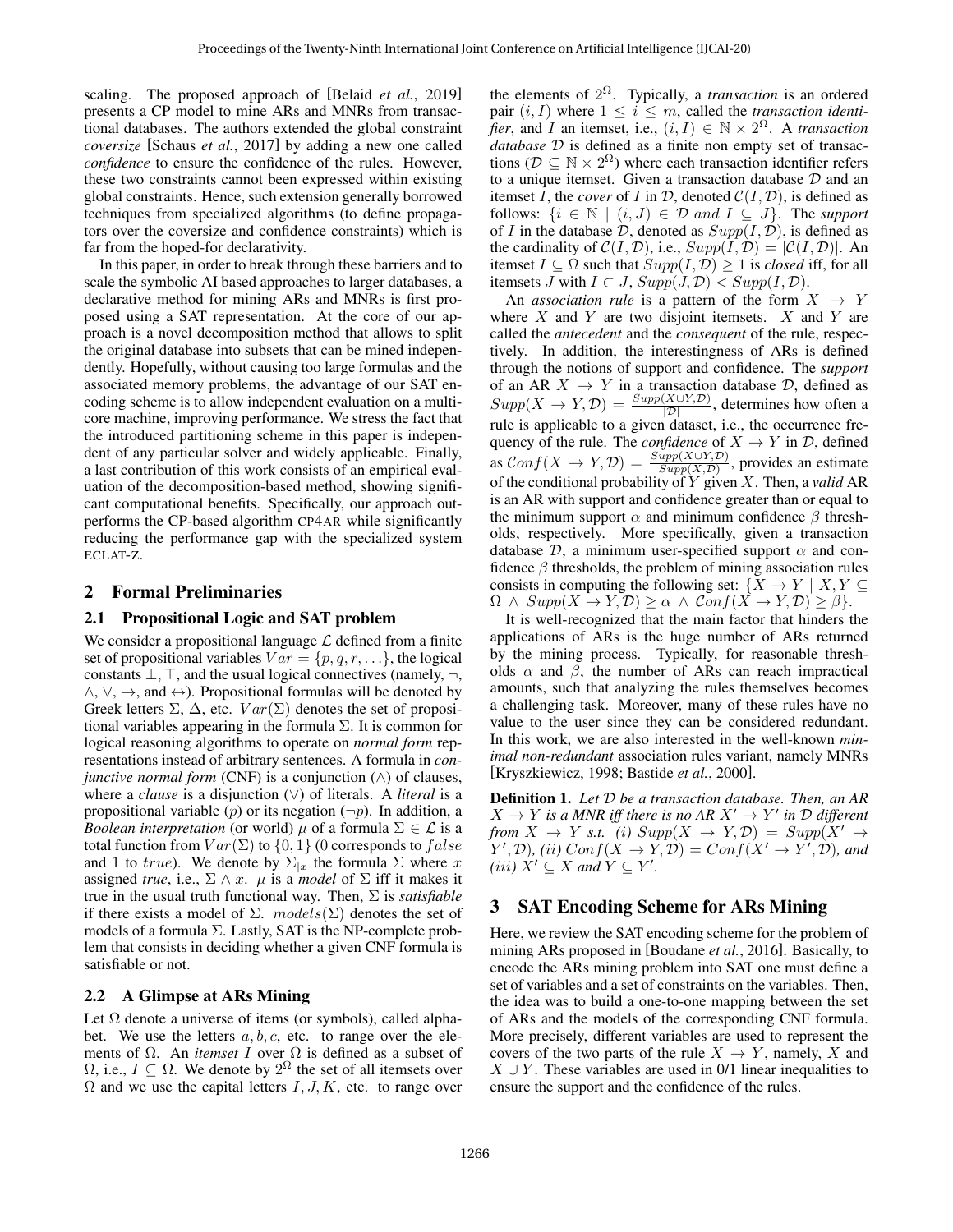scaling. The proposed approach of [Belaid *et al.*, 2019] presents a CP model to mine ARs and MNRs from transactional databases. The authors extended the global constraint *coversize* [Schaus *et al.*, 2017] by adding a new one called *confidence* to ensure the confidence of the rules. However, these two constraints cannot been expressed within existing global constraints. Hence, such extension generally borrowed techniques from specialized algorithms (to define propagators over the coversize and confidence constraints) which is far from the hoped-for declarativity.

In this paper, in order to break through these barriers and to scale the symbolic AI based approaches to larger databases, a declarative method for mining ARs and MNRs is first proposed using a SAT representation. At the core of our approach is a novel decomposition method that allows to split the original database into subsets that can be mined independently. Hopefully, without causing too large formulas and the associated memory problems, the advantage of our SAT encoding scheme is to allow independent evaluation on a multi-core machine, improving performance. We stress the fact that the introduced partitioning scheme in this paper is independent of any particular solver and widely applicable. Finally, a last contribution of this work consists of an empirical evaluation of the decomposition-based method, showing significant computational benefits. Specifically, our approach outperforms the CP-based algorithm CP4AR while significantly reducing the performance gap with the specialized system ECLAT-Z.

## 2 Formal Preliminaries

### 2.1 Propositional Logic and SAT problem

We consider a propositional language $\mathcal{L}$ defined from a finite set of propositional variables $Var = \{p, q, r, \ldots\}$, the logical constants $\bot, \top$, and the usual logical connectives (namely, $\neg$, $\wedge$, $\vee$, $\rightarrow$, and $\leftrightarrow$). Propositional formulas will be denoted by Greek letters $\Sigma$, $\Delta$, etc. $Var(\Sigma)$ denotes the set of propositional variables appearing in the formula $\Sigma$. It is common for logical reasoning algorithms to operate on *normal form* representations instead of arbitrary sentences. A formula in *conjunctive normal form* (CNF) is a conjunction ($\wedge$) of clauses, where a *clause* is a disjunction ($\vee$) of literals. A *literal* is a propositional variable ($p$) or its negation ($\neg p$). In addition, a *Boolean interpretation* (or world) $\mu$ of a formula $\Sigma \in \mathcal{L}$ is a total function from $Var(\Sigma)$ to $\{0, 1\}$ (0 corresponds to $false$ and 1 to $true$). We denote by $\Sigma_{|x}$ the formula $\Sigma$ where $x$ assigned *true*, i.e., $\Sigma \wedge x$. $\mu$ is a *model* of $\Sigma$ iff it makes it true in the usual truth functional way. Then, $\Sigma$ is *satisfiable* if there exists a model of $\Sigma$. $models(\Sigma)$ denotes the set of models of a formula $\Sigma$. Lastly, SAT is the NP-complete problem that consists in deciding whether a given CNF formula is satisfiable or not.

### 2.2 A Glimpse at ARs Mining

Let $\Omega$ denote a universe of items (or symbols), called alphabet. We use the letters $a, b, c$, etc. to range over the elements of $\Omega$. An *itemset* $I$ over $\Omega$ is defined as a subset of $\Omega$, i.e., $I \subseteq \Omega$. We denote by $2^{\Omega}$ the set of all itemsets over $\Omega$ and we use the capital letters $I, J, K$, etc. to range over the elements of $2^{\Omega}$. Typically, a *transaction* is an ordered pair $(i, I)$ where $1 \leq i \leq m$, called the *transaction identifier*, and $I$ an itemset, i.e., $(i, I) \in \mathbb{N} \times 2^{\Omega}$. A *transaction database* $\mathcal{D}$ is defined as a finite non empty set of transactions ($\mathcal{D} \subseteq \mathbb{N} \times 2^{\Omega}$) where each transaction identifier refers to a unique itemset. Given a transaction database $\mathcal{D}$ and an itemset $I$, the *cover* of $I$ in $\mathcal{D}$, denoted $\mathcal{C}(I, \mathcal{D})$, is defined as follows: $\{i \in \mathbb{N} \mid (i, J) \in \mathcal{D} \ and \ I \subseteq J\}$. The *support* of $I$ in the database $\mathcal{D}$, denoted as $Supp(I, \mathcal{D})$, is defined as the cardinality of $\mathcal{C}(I, \mathcal{D})$, i.e., $Supp(I, \mathcal{D}) = |\mathcal{C}(I, \mathcal{D})|$. An itemset $I \subseteq \Omega$ such that $Supp(I, \mathcal{D}) \geq 1$ is *closed* iff, for all itemsets $J$ with $I \subset J$, $Supp(J, \mathcal{D}) < Supp(I, \mathcal{D})$.

An *association rule* is a pattern of the form $X \rightarrow Y$ where $X$ and $Y$ are two disjoint itemsets. $X$ and $Y$ are called the *antecedent* and the *consequent* of the rule, respectively. In addition, the interestingness of ARs is defined through the notions of support and confidence. The *support* of an AR $X \rightarrow Y$ in a transaction database $\mathcal{D}$, defined as $Supp(X \rightarrow Y, \mathcal{D}) = \frac{Supp(X \cup Y, \mathcal{D})}{|\mathcal{D}|}$, determines how often a rule is applicable to a given dataset, i.e., the occurrence frequency of the rule. The *confidence* of $X \rightarrow Y$ in $\mathcal{D}$, defined as $\mathcal{C}onf(X \rightarrow Y, \mathcal{D}) = \frac{Supp(X \cup Y, \mathcal{D})}{Supp(X, \mathcal{D})}$, provides an estimate of the conditional probability of $Y$ given $X$. Then, a *valid* AR is an AR with support and confidence greater than or equal to the minimum support $\alpha$ and minimum confidence $\beta$ thresholds, respectively. More specifically, given a transaction database $\mathcal{D}$, a minimum user-specified support $\alpha$ and confidence $\beta$ thresholds, the problem of mining association rules consists in computing the following set: $\{X \rightarrow Y \mid X, Y \subseteq \Omega \ \wedge \ Supp(X \rightarrow Y, \mathcal{D}) \geq \alpha \ \wedge \ \mathcal{C}onf(X \rightarrow Y, \mathcal{D}) \geq \beta\}$.

It is well-recognized that the main factor that hinders the applications of ARs is the huge number of ARs returned by the mining process. Typically, for reasonable thresholds $\alpha$ and $\beta$, the number of ARs can reach impractical amounts, such that analyzing the rules themselves becomes a challenging task. Moreover, many of these rules have no value to the user since they can be considered redundant. In this work, we are also interested in the well-known *minimal non-redundant* association rules variant, namely MNRs [Kryszkiewicz, 1998; Bastide *et al.*, 2000].

**Definition 1.** *Let $\mathcal{D}$ be a transaction database. Then, an AR $X \rightarrow Y$ is a MNR iff there is no AR $X' \rightarrow Y'$ in $\mathcal{D}$ different from $X \rightarrow Y$ s.t. (i) $Supp(X \rightarrow Y, \mathcal{D}) = Supp(X' \rightarrow Y', \mathcal{D})$, (ii) $Conf(X \rightarrow Y, \mathcal{D}) = Conf(X' \rightarrow Y', \mathcal{D})$, and (iii) $X' \subseteq X$ and $Y \subseteq Y'$.*

## 3 SAT Encoding Scheme for ARs Mining

Here, we review the SAT encoding scheme for the problem of mining ARs proposed in [Boudane *et al.*, 2016]. Basically, to encode the ARs mining problem into SAT one must define a set of variables and a set of constraints on the variables. Then, the idea was to build a one-to-one mapping between the set of ARs and the models of the corresponding CNF formula. More precisely, different variables are used to represent the covers of the two parts of the rule $X \rightarrow Y$, namely, $X$ and $X \cup Y$. These variables are used in 0/1 linear inequalities to ensure the support and the confidence of the rules.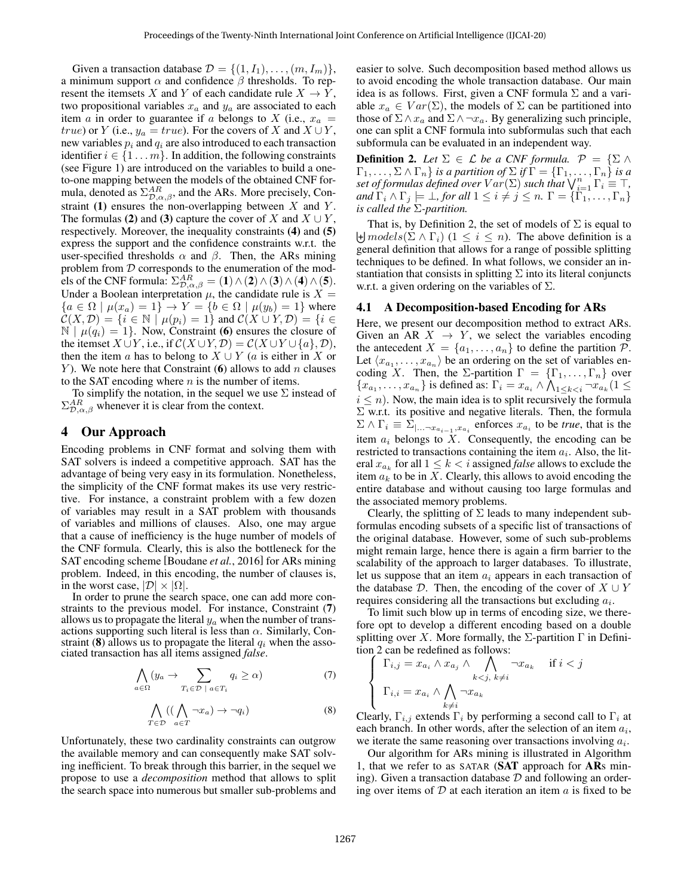Given a transaction database $\mathcal{D} = \{(1, I_1), \ldots, (m, I_m)\}$, a minimum support $\alpha$ and confidence $\beta$ thresholds. To represent the itemsets $X$ and $Y$ of each candidate rule $X \to Y$, two propositional variables $x_a$ and $y_a$ are associated to each item $a$ in order to guarantee if $a$ belongs to $X$ (i.e., $x_a = true$) or $Y$ (i.e., $y_a = true$). For the covers of $X$ and $X \cup Y$, new variables $p_i$ and $q_i$ are also introduced to each transaction identifier $i \in \{1 \ldots m\}$. In addition, the following constraints (see Figure 1) are introduced on the variables to build a one-to-one mapping between the models of the obtained CNF formula, denoted as $\Sigma^{AR}_{\mathcal{D},\alpha,\beta}$, and the ARs. More precisely, Constraint **(1)** ensures the non-overlapping between $X$ and $Y$. The formulas **(2)** and **(3)** capture the cover of $X$ and $X \cup Y$, respectively. Moreover, the inequality constraints **(4)** and **(5)** express the support and the confidence constraints w.r.t. the user-specified thresholds $\alpha$ and $\beta$. Then, the ARs mining problem from $\mathcal{D}$ corresponds to the enumeration of the models of the CNF formula: $\Sigma^{AR}_{\mathcal{D},\alpha,\beta} = \mathbf{(1)} \wedge \mathbf{(2)} \wedge \mathbf{(3)} \wedge \mathbf{(4)} \wedge \mathbf{(5)}$. Under a Boolean interpretation $\mu$, the candidate rule is $X = \{a \in \Omega \mid \mu(x_a) = 1\} \to Y = \{b \in \Omega \mid \mu(y_b) = 1\}$ where $\mathcal{C}(X, \mathcal{D}) = \{i \in \mathbb{N} \mid \mu(p_i) = 1\}$ and $\mathcal{C}(X \cup Y, \mathcal{D}) = \{i \in \mathbb{N} \mid \mu(q_i) = 1\}$. Now, Constraint **(6)** ensures the closure of the itemset $X \cup Y$, i.e., if $\mathcal{C}(X \cup Y, \mathcal{D}) = \mathcal{C}(X \cup Y \cup \{a\}, \mathcal{D})$, then the item $a$ has to belong to $X \cup Y$ ($a$ is either in $X$ or $Y$). We note here that Constraint **(6)** allows to add $n$ clauses to the SAT encoding where $n$ is the number of items.

To simplify the notation, in the sequel we use $\Sigma$ instead of $\Sigma^{AR}_{\mathcal{D},\alpha,\beta}$ whenever it is clear from the context.

## 4 Our Approach

Encoding problems in CNF format and solving them with SAT solvers is indeed a competitive approach. SAT has the advantage of being very easy in its formulation. Nonetheless, the simplicity of the CNF format makes its use very restrictive. For instance, a constraint problem with a few dozen of variables may result in a SAT problem with thousands of variables and millions of clauses. Also, one may argue that a cause of inefficiency is the huge number of models of the CNF formula. Clearly, this is also the bottleneck for the SAT encoding scheme [Boudane *et al.*, 2016] for ARs mining problem. Indeed, in this encoding, the number of clauses is, in the worst case, $|\mathcal{D}| \times |\Omega|$.

In order to prune the search space, one can add more constraints to the previous model. For instance, Constraint **(7)** allows us to propagate the literal $y_a$ when the number of transactions supporting such literal is less than $\alpha$. Similarly, Constraint **(8)** allows us to propagate the literal $q_i$ when the associated transaction has all items assigned *false*.

$$\bigwedge_{a \in \Omega} (y_a \to \sum_{T_i \in \mathcal{D} \ \mid \ a \in T_i} q_i \geq \alpha) \tag{7}$$

$$\bigwedge_{T \in \mathcal{D}} ((\bigwedge_{a \in T} \neg x_a) \to \neg q_i) \tag{8}$$

Unfortunately, these two cardinality constraints can outgrow the available memory and can consequently make SAT solving inefficient. To break through this barrier, in the sequel we propose to use a *decomposition* method that allows to split the search space into numerous but smaller sub-problems and easier to solve. Such decomposition based method allows us to avoid encoding the whole transaction database. Our main idea is as follows. First, given a CNF formula $\Sigma$ and a variable $x_a \in Var(\Sigma)$, the models of $\Sigma$ can be partitioned into those of $\Sigma \wedge x_a$ and $\Sigma \wedge \neg x_a$. By generalizing such principle, one can split a CNF formula into subformulas such that each subformula can be evaluated in an independent way.

**Definition 2.** *Let $\Sigma \in \mathcal{L}$ be a CNF formula. $\mathcal{P} = \{\Sigma \wedge \Gamma_1, \ldots, \Sigma \wedge \Gamma_n\}$ is a partition of $\Sigma$ if $\Gamma = \{\Gamma_1, \ldots, \Gamma_n\}$ is a set of formulas defined over $Var(\Sigma)$ such that $\bigvee_{i=1}^{n} \Gamma_i \equiv \top$, and $\Gamma_i \wedge \Gamma_j \models \bot$, for all $1 \leq i \neq j \leq n$. $\Gamma = \{\Gamma_1, \ldots, \Gamma_n\}$ is called the $\Sigma$-partition.*

That is, by Definition 2, the set of models of $\Sigma$ is equal to $\biguplus models(\Sigma \wedge \Gamma_i)$ $(1 \leq i \leq n)$. The above definition is a general definition that allows for a range of possible splitting techniques to be defined. In what follows, we consider an instantiation that consists in splitting $\Sigma$ into its literal conjuncts w.r.t. a given ordering on the variables of $\Sigma$.

### 4.1 A Decomposition-based Encoding for ARs

Here, we present our decomposition method to extract ARs. Given an AR $X \to Y$, we select the variables encoding the antecedent $X = \{a_1, \ldots, a_n\}$ to define the partition $\mathcal{P}$. Let $\langle x_{a_1}, \ldots, x_{a_n} \rangle$ be an ordering on the set of variables encoding $X$. Then, the $\Sigma$-partition $\Gamma = \{\Gamma_1, \ldots, \Gamma_n\}$ over $\{x_{a_1}, \ldots, x_{a_n}\}$ is defined as: $\Gamma_i = x_{a_i} \wedge \bigwedge_{1 \leq k < i} \neg x_{a_k} (1 \leq i \leq n)$. Now, the main idea is to split recursively the formula $\Sigma$ w.r.t. its positive and negative literals. Then, the formula $\Sigma \wedge \Gamma_i \equiv \Sigma_{|\ldots \neg x_{a_{i-1}}, x_{a_i}}$ enforces $x_{a_i}$ to be *true*, that is the item $a_i$ belongs to $X$. Consequently, the encoding can be restricted to transactions containing the item $a_i$. Also, the literal $x_{a_k}$ for all $1 \leq k < i$ assigned *false* allows to exclude the item $a_k$ to be in $X$. Clearly, this allows to avoid encoding the entire database and without causing too large formulas and the associated memory problems.

Clearly, the splitting of $\Sigma$ leads to many independent subformulas encoding subsets of a specific list of transactions of the original database. However, some of such sub-problems might remain large, hence there is again a firm barrier to the scalability of the approach to larger databases. To illustrate, let us suppose that an item $a_i$ appears in each transaction of the database $\mathcal{D}$. Then, the encoding of the cover of $X \cup Y$ requires considering all the transactions but excluding $a_i$.

To limit such blow up in terms of encoding size, we therefore opt to develop a different encoding based on a double splitting over $X$. More formally, the $\Sigma$-partition $\Gamma$ in Definition 2 can be redefined as follows:

$$\begin{cases} \Gamma_{i,j} = x_{a_i} \wedge x_{a_j} \wedge \bigwedge_{k<j,\ k \neq i} \neg x_{a_k} & \text{if } i < j \\ \Gamma_{i,i} = x_{a_i} \wedge \bigwedge_{k \neq i} \neg x_{a_k} & \end{cases}$$

Clearly, $\Gamma_{i,j}$ extends $\Gamma_i$ by performing a second call to $\Gamma_i$ at each branch. In other words, after the selection of an item $a_i$, we iterate the same reasoning over transactions involving $a_i$.

Our algorithm for ARs mining is illustrated in Algorithm 1, that we refer to as SATAR (**SAT** approach for **AR**s mining). Given a transaction database $\mathcal{D}$ and following an ordering over items of $\mathcal{D}$ at each iteration an item $a$ is fixed to be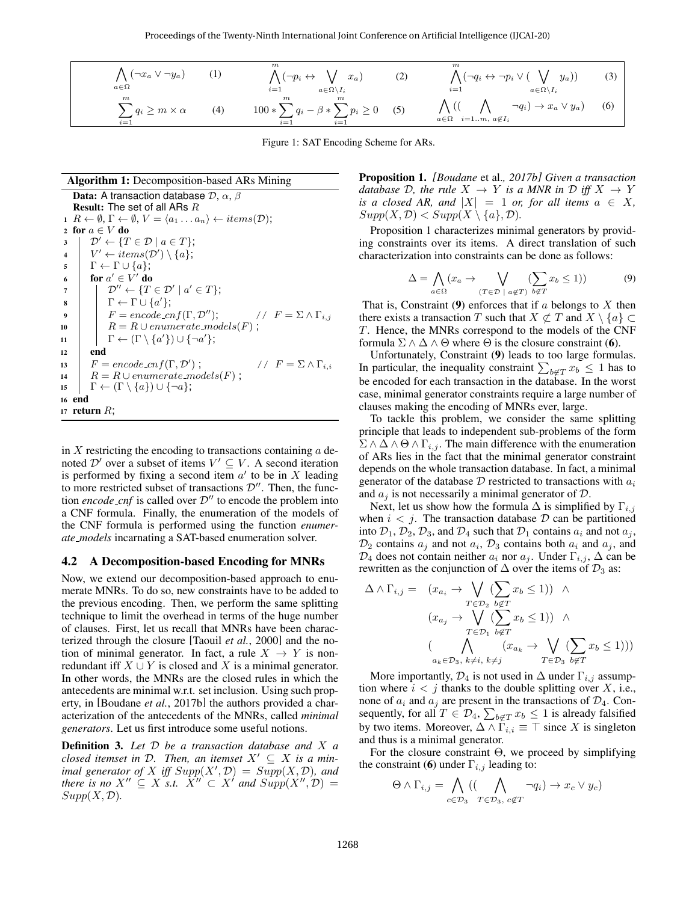$$\bigwedge_{a \in \Omega} (\neg x_a \vee \neg y_a) \quad (1) \qquad \bigwedge_{i=1}^{m} (\neg p_i \leftrightarrow \bigvee_{a \in \Omega \setminus I_i} x_a) \quad (2) \qquad \bigwedge_{i=1}^{m} (\neg q_i \leftrightarrow \neg p_i \vee (\bigvee_{a \in \Omega \setminus I_i} y_a)) \quad (3)$$

$$\sum_{i=1}^{m} q_i \geq m \times \alpha \quad (4) \qquad 100 * \sum_{i=1}^{m} q_i - \beta * \sum_{i=1}^{m} p_i \geq 0 \quad (5) \qquad \bigwedge_{a \in \Omega} ((\bigwedge_{i=1..m,\ a \notin I_i} \neg q_i) \rightarrow x_a \vee y_a) \quad (6)$$

Figure 1: SAT Encoding Scheme for ARs.

**Algorithm 1:** Decomposition-based ARs Mining

```
Data: A transaction database D, α, β
Result: The set of all ARs R
1  R ← ∅, Γ ← ∅, V = ⟨a1 ... an⟩ ← items(D);
2  for a ∈ V do
3      D' ← {T ∈ D | a ∈ T};
4      V' ← items(D') \ {a};
5      Γ ← Γ ∪ {a};
6      for a' ∈ V' do
7          D'' ← {T ∈ D' | a' ∈ T};
8          Γ ← Γ ∪ {a'};
9          F = encode_cnf(Γ, D'');          // F = Σ ∧ Γ_{i,j}
10         R = R ∪ enumerate_models(F);
11         Γ ← (Γ \ {a'}) ∪ {¬a'};
12     end
13     F = encode_cnf(Γ, D');               // F = Σ ∧ Γ_{i,i}
14     R = R ∪ enumerate_models(F);
15     Γ ← (Γ \ {a}) ∪ {¬a};
16 end
17 return R;
```

in $X$ restricting the encoding to transactions containing $a$ denoted $\mathcal{D}'$ over a subset of items $V' \subseteq V$. A second iteration is performed by fixing a second item $a'$ to be in $X$ leading to more restricted subset of transactions $\mathcal{D}''$. Then, the function *encode_cnf* is called over $\mathcal{D}''$ to encode the problem into a CNF formula. Finally, the enumeration of the models of the CNF formula is performed using the function *enumerate_models* incarnating a SAT-based enumeration solver.

### 4.2 A Decomposition-based Encoding for MNRs

Now, we extend our decomposition-based approach to enumerate MNRs. To do so, new constraints have to be added to the previous encoding. Then, we perform the same splitting technique to limit the overhead in terms of the huge number of clauses. First, let us recall that MNRs have been characterized through the closure [Taouil *et al.*, 2000] and the notion of minimal generator. In fact, a rule $X \rightarrow Y$ is non-redundant iff $X \cup Y$ is closed and $X$ is a minimal generator. In other words, the MNRs are the closed rules in which the antecedents are minimal w.r.t. set inclusion. Using such property, in [Boudane *et al.*, 2017b] the authors provided a characterization of the antecedents of the MNRs, called *minimal generators*. Let us first introduce some useful notions.

**Definition 3.** *Let $\mathcal{D}$ be a transaction database and $X$ a closed itemset in $\mathcal{D}$. Then, an itemset $X' \subseteq X$ is a minimal generator of $X$ iff $Supp(X', \mathcal{D}) = Supp(X, \mathcal{D})$, and there is no $X'' \subseteq X$ s.t. $X'' \subset X'$ and $Supp(X'', \mathcal{D}) = Supp(X, \mathcal{D})$.*

**Proposition 1.** *[Boudane* et al.*, 2017b] Given a transaction database $\mathcal{D}$, the rule $X \rightarrow Y$ is a MNR in $\mathcal{D}$ iff $X \rightarrow Y$ is a closed AR, and $|X| = 1$ or, for all items $a \in X$, $Supp(X, \mathcal{D}) < Supp(X \setminus \{a\}, \mathcal{D})$.*

Proposition 1 characterizes minimal generators by providing constraints over its items. A direct translation of such characterization into constraints can be done as follows:

$$\Delta = \bigwedge_{a \in \Omega} (x_a \rightarrow \bigvee_{(T \in \mathcal{D} \ | \ a \notin T)} (\sum_{b \notin T} x_b \leq 1)) \qquad (9)$$

That is, Constraint (**9**) enforces that if $a$ belongs to $X$ then there exists a transaction $T$ such that $X \not\subset T$ and $X \setminus \{a\} \subset T$. Hence, the MNRs correspond to the models of the CNF formula $\Sigma \wedge \Delta \wedge \Theta$ where $\Theta$ is the closure constraint (**6**).

Unfortunately, Constraint (**9**) leads to too large formulas. In particular, the inequality constraint $\sum_{b \notin T} x_b \leq 1$ has to be encoded for each transaction in the database. In the worst case, minimal generator constraints require a large number of clauses making the encoding of MNRs ever, large.

To tackle this problem, we consider the same splitting principle that leads to independent sub-problems of the form $\Sigma \wedge \Delta \wedge \Theta \wedge \Gamma_{i,j}$. The main difference with the enumeration of ARs lies in the fact that the minimal generator constraint depends on the whole transaction database. In fact, a minimal generator of the database $\mathcal{D}$ restricted to transactions with $a_i$ and $a_j$ is not necessarily a minimal generator of $\mathcal{D}$.

Next, let us show how the formula $\Delta$ is simplified by $\Gamma_{i,j}$ when $i < j$. The transaction database $\mathcal{D}$ can be partitioned into $\mathcal{D}_1$, $\mathcal{D}_2$, $\mathcal{D}_3$, and $\mathcal{D}_4$ such that $\mathcal{D}_1$ contains $a_i$ and not $a_j$, $\mathcal{D}_2$ contains $a_j$ and not $a_i$, $\mathcal{D}_3$ contains both $a_i$ and $a_j$, and $\mathcal{D}_4$ does not contain neither $a_i$ nor $a_j$. Under $\Gamma_{i,j}$, $\Delta$ can be rewritten as the conjunction of $\Delta$ over the items of $\mathcal{D}_3$ as:

$$\begin{aligned}
\Delta \wedge \Gamma_{i,j} = \quad & (x_{a_i} \rightarrow \bigvee_{T \in \mathcal{D}_2} (\sum_{b \notin T} x_b \leq 1)) \ \wedge \\
& (x_{a_j} \rightarrow \bigvee_{T \in \mathcal{D}_1} (\sum_{b \notin T} x_b \leq 1)) \ \wedge \\
& (\bigwedge_{a_k \in \mathcal{D}_3,\ k \neq i,\ k \neq j} (x_{a_k} \rightarrow \bigvee_{T \in \mathcal{D}_3} (\sum_{b \notin T} x_b \leq 1)))
\end{aligned}$$

More importantly, $\mathcal{D}_4$ is not used in $\Delta$ under $\Gamma_{i,j}$ assumption where $i < j$ thanks to the double splitting over $X$, i.e., none of $a_i$ and $a_j$ are present in the transactions of $\mathcal{D}_4$. Consequently, for all $T \in \mathcal{D}_4$, $\sum_{b \notin T} x_b \leq 1$ is already falsified by two items. Moreover, $\Delta \wedge \Gamma_{i,i} \equiv \top$ since $X$ is singleton and thus is a minimal generator.

For the closure constraint $\Theta$, we proceed by simplifying the constraint (**6**) under $\Gamma_{i,j}$ leading to:

$$\Theta \wedge \Gamma_{i,j} = \bigwedge_{c \in \mathcal{D}_3} ((\bigwedge_{T \in \mathcal{D}_3,\ c \notin T} \neg q_i) \rightarrow x_c \vee y_c)$$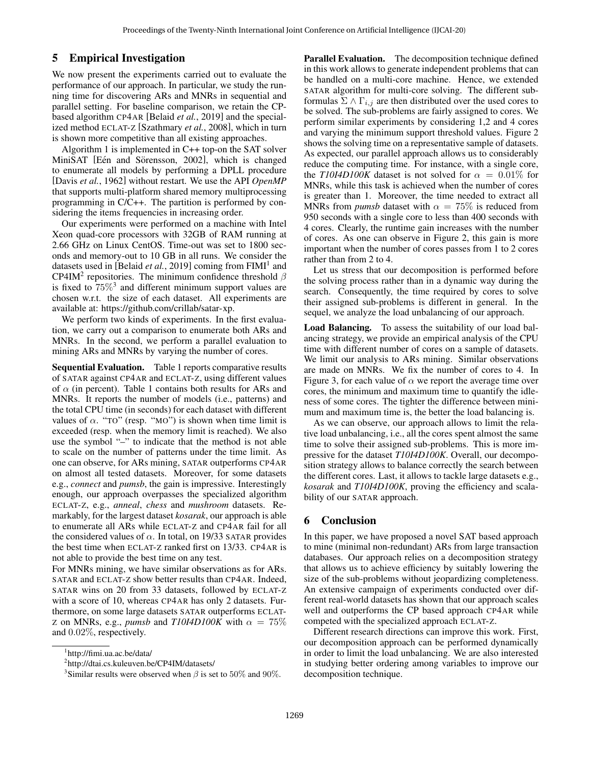## 5 Empirical Investigation

We now present the experiments carried out to evaluate the performance of our approach. In particular, we study the running time for discovering ARs and MNRs in sequential and parallel setting. For baseline comparison, we retain the CP-based algorithm CP4AR [Belaid *et al.*, 2019] and the specialized method ECLAT-Z [Szathmary *et al.*, 2008], which in turn is shown more competitive than all existing approaches.

Algorithm 1 is implemented in C++ top-on the SAT solver MiniSAT [Eén and Sörensson, 2002], which is changed to enumerate all models by performing a DPLL procedure [Davis *et al.*, 1962] without restart. We use the API *OpenMP* that supports multi-platform shared memory multiprocessing programming in C/C++. The partition is performed by considering the items frequencies in increasing order.

Our experiments were performed on a machine with Intel Xeon quad-core processors with 32GB of RAM running at 2.66 GHz on Linux CentOS. Time-out was set to 1800 seconds and memory-out to 10 GB in all runs. We consider the datasets used in [Belaid *et al.*, 2019] coming from FIMI[1] and CP4IM[2] repositories. The minimum confidence threshold $\beta$ is fixed to $75\%$[3] and different minimum support values are chosen w.r.t. the size of each dataset. All experiments are available at: https://github.com/crillab/satar-xp.

We perform two kinds of experiments. In the first evaluation, we carry out a comparison to enumerate both ARs and MNRs. In the second, we perform a parallel evaluation to mining ARs and MNRs by varying the number of cores.

**Sequential Evaluation.** Table 1 reports comparative results of SATAR against CP4AR and ECLAT-Z, using different values of $\alpha$ (in percent). Table 1 contains both results for ARs and MNRs. It reports the number of models (i.e., patterns) and the total CPU time (in seconds) for each dataset with different values of $\alpha$. "TO" (resp. "MO") is shown when time limit is exceeded (resp. when the memory limit is reached). We also use the symbol "–" to indicate that the method is not able to scale on the number of patterns under the time limit. As one can observe, for ARs mining, SATAR outperforms CP4AR on almost all tested datasets. Moreover, for some datasets e.g., *connect* and *pumsb*, the gain is impressive. Interestingly enough, our approach overpasses the specialized algorithm ECLAT-Z, e.g., *anneal*, *chess* and *mushroom* datasets. Remarkably, for the largest dataset *kosarak*, our approach is able to enumerate all ARs while ECLAT-Z and CP4AR fail for all the considered values of $\alpha$. In total, on 19/33 SATAR provides the best time when ECLAT-Z ranked first on 13/33. CP4AR is not able to provide the best time on any test.

For MNRs mining, we have similar observations as for ARs. SATAR and ECLAT-Z show better results than CP4AR. Indeed, SATAR wins on 20 from 33 datasets, followed by ECLAT-Z with a score of 10, whereas CP4AR has only 2 datasets. Furthermore, on some large datasets SATAR outperforms ECLAT-Z on MNRs, e.g., *pumsb* and *T10I4D100K* with $\alpha = 75\%$ and $0.02\%$, respectively.

[1] http://fimi.ua.ac.be/data/

[2] http://dtai.cs.kuleuven.be/CP4IM/datasets/

[3] Similar results were observed when $\beta$ is set to $50\%$ and $90\%$.

**Parallel Evaluation.** The decomposition technique defined in this work allows to generate independent problems that can be handled on a multi-core machine. Hence, we extended SATAR algorithm for multi-core solving. The different sub-formulas $\Sigma \wedge \Gamma_{i,j}$ are then distributed over the used cores to be solved. The sub-problems are fairly assigned to cores. We perform similar experiments by considering 1,2 and 4 cores and varying the minimum support threshold values. Figure 2 shows the solving time on a representative sample of datasets. As expected, our parallel approach allows us to considerably reduce the computing time. For instance, with a single core, the *T10I4D100K* dataset is not solved for $\alpha = 0.01\%$ for MNRs, while this task is achieved when the number of cores is greater than 1. Moreover, the time needed to extract all MNRs from *pumsb* dataset with $\alpha = 75\%$ is reduced from 950 seconds with a single core to less than 400 seconds with 4 cores. Clearly, the runtime gain increases with the number of cores. As one can observe in Figure 2, this gain is more important when the number of cores passes from 1 to 2 cores rather than from 2 to 4.

Let us stress that our decomposition is performed before the solving process rather than in a dynamic way during the search. Consequently, the time required by cores to solve their assigned sub-problems is different in general. In the sequel, we analyze the load unbalancing of our approach.

**Load Balancing.** To assess the suitability of our load balancing strategy, we provide an empirical analysis of the CPU time with different number of cores on a sample of datasets. We limit our analysis to ARs mining. Similar observations are made on MNRs. We fix the number of cores to 4. In Figure 3, for each value of $\alpha$ we report the average time over cores, the minimum and maximum time to quantify the idleness of some cores. The tighter the difference between minimum and maximum time is, the better the load balancing is.

As we can observe, our approach allows to limit the relative load unbalancing, i.e., all the cores spent almost the same time to solve their assigned sub-problems. This is more impressive for the dataset *T10I4D100K*. Overall, our decomposition strategy allows to balance correctly the search between the different cores. Last, it allows to tackle large datasets e.g., *kosarak* and *T10I4D100K*, proving the efficiency and scalability of our SATAR approach.

## 6 Conclusion

In this paper, we have proposed a novel SAT based approach to mine (minimal non-redundant) ARs from large transaction databases. Our approach relies on a decomposition strategy that allows us to achieve efficiency by suitably lowering the size of the sub-problems without jeopardizing completeness. An extensive campaign of experiments conducted over different real-world datasets has shown that our approach scales well and outperforms the CP based approach CP4AR while competed with the specialized approach ECLAT-Z.

Different research directions can improve this work. First, our decomposition approach can be performed dynamically in order to limit the load unbalancing. We are also interested in studying better ordering among variables to improve our decomposition technique.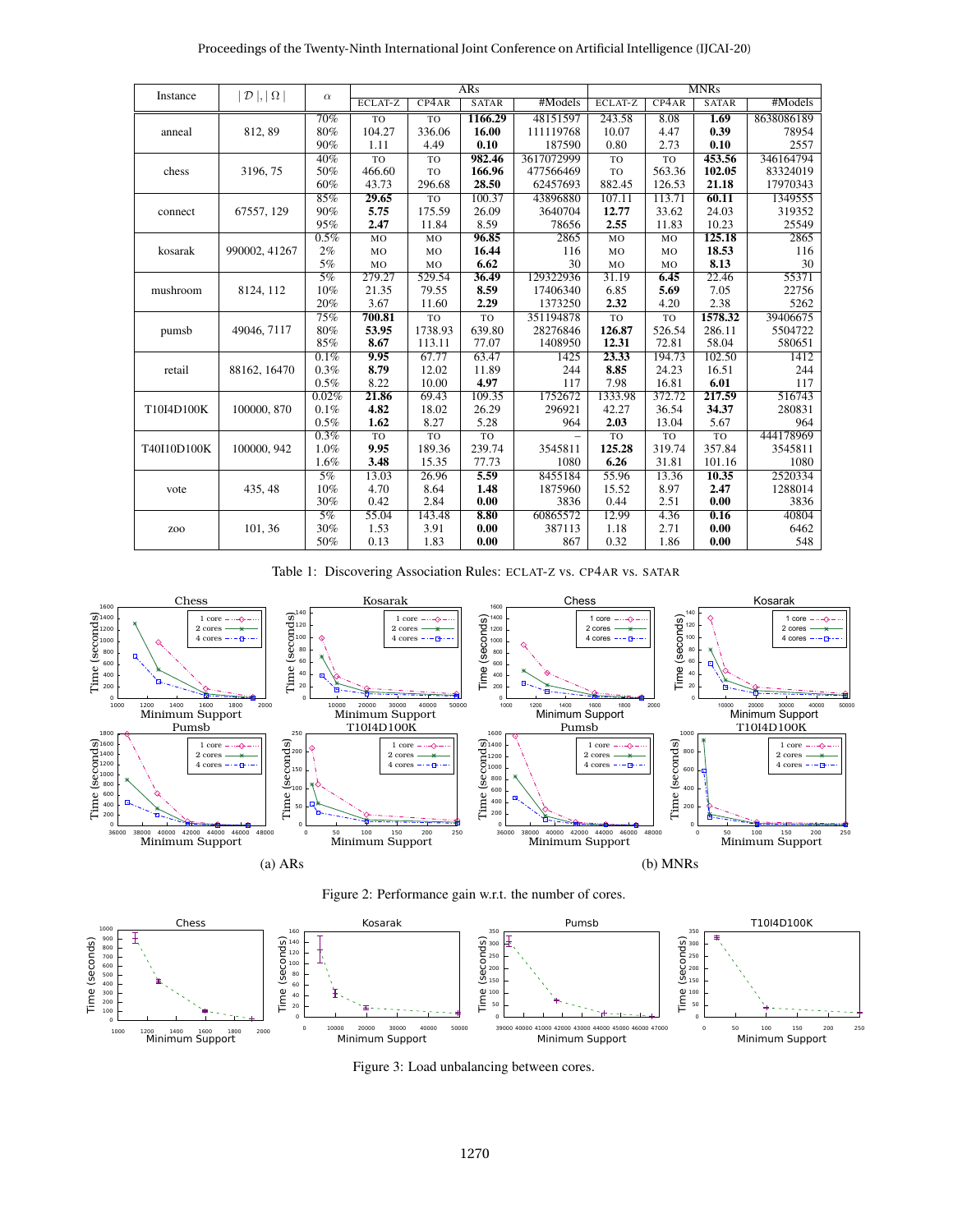| Instance | $\|\mathcal{D}\|, \|\Omega\|$ | $\alpha$ | ARs | | | | MNRs | | | |
|---|---|---|---|---|---|---|---|---|---|---|
| | | | ECLAT-Z | CP4AR | SATAR | #Models | ECLAT-Z | CP4AR | SATAR | #Models |
| anneal | 812, 89 | 70% | TO | TO | **1166.29** | 48151597 | 243.58 | 8.08 | **1.69** | 8638086189 |
| | | 80% | 104.27 | 336.06 | **16.00** | 111119768 | 10.07 | 4.47 | **0.39** | 78954 |
| | | 90% | 1.11 | 4.49 | **0.10** | 187590 | 0.80 | 2.73 | **0.10** | 2557 |
| chess | 3196, 75 | 40% | TO | TO | **982.46** | 3617072999 | TO | TO | **453.56** | 346164794 |
| | | 50% | 466.60 | TO | **166.96** | 477566469 | TO | 563.36 | **102.05** | 83324019 |
| | | 60% | 43.73 | 296.68 | **28.50** | 62457693 | 882.45 | 126.53 | **21.18** | 17970343 |
| connect | 67557, 129 | 85% | **29.65** | TO | 100.37 | 43896880 | 107.11 | 113.71 | **60.11** | 1349555 |
| | | 90% | **5.75** | 175.59 | 26.09 | 3640704 | **12.77** | 33.62 | 24.03 | 319352 |
| | | 95% | **2.47** | 11.84 | 8.59 | 78656 | **2.55** | 11.83 | 10.23 | 25549 |
| kosarak | 990002, 41267 | 0.5% | MO | MO | **96.85** | 2865 | MO | MO | **125.18** | 2865 |
| | | 2% | MO | MO | **16.44** | 116 | MO | MO | **18.53** | 116 |
| | | 5% | MO | MO | **6.62** | 30 | MO | MO | **8.13** | 30 |
| mushroom | 8124, 112 | 5% | 279.27 | 529.54 | **36.49** | 129322936 | 31.19 | **6.45** | 22.46 | 55371 |
| | | 10% | 21.35 | 79.55 | **8.59** | 17406340 | 6.85 | **5.69** | 7.05 | 22756 |
| | | 20% | 3.67 | 11.60 | **2.29** | 1373250 | **2.32** | 4.20 | 2.38 | 5262 |
| pumsb | 49046, 7117 | 75% | **700.81** | TO | TO | 351194878 | TO | TO | **1578.32** | 39406675 |
| | | 80% | **53.95** | 1738.93 | 639.80 | 28276846 | **126.87** | 526.54 | 286.11 | 5504722 |
| | | 85% | **8.67** | 113.11 | 77.07 | 1408950 | **12.31** | 72.81 | 58.04 | 580651 |
| retail | 88162, 16470 | 0.1% | **9.95** | 67.77 | 63.47 | 1425 | **23.33** | 194.73 | 102.50 | 1412 |
| | | 0.3% | **8.79** | 12.02 | 11.89 | 244 | **8.85** | 24.23 | 16.51 | 244 |
| | | 0.5% | 8.22 | 10.00 | **4.97** | 117 | 7.98 | 16.81 | **6.01** | 117 |
| T10I4D100K | 100000, 870 | 0.02% | **21.86** | 69.43 | 109.35 | 1752672 | 1333.98 | 372.72 | **217.59** | 516743 |
| | | 0.1% | **4.82** | 18.02 | 26.29 | 296921 | 42.27 | 36.54 | **34.37** | 280831 |
| | | 0.5% | **1.62** | 8.27 | 5.28 | 964 | **2.03** | 13.04 | 5.67 | 964 |
| T40I10D100K | 100000, 942 | 0.3% | TO | TO | TO | – | TO | TO | TO | 444178969 |
| | | 1.0% | **9.95** | 189.36 | 239.74 | 3545811 | **125.28** | 319.74 | 357.84 | 3545811 |
| | | 1.6% | **3.48** | 15.35 | 77.73 | 1080 | **6.26** | 31.81 | 101.16 | 1080 |
| vote | 435, 48 | 5% | 13.03 | 26.96 | **5.59** | 8455184 | 55.96 | 13.36 | **10.35** | 2520334 |
| | | 10% | 4.70 | 8.64 | **1.48** | 1875960 | 15.52 | 8.97 | **2.47** | 1288014 |
| | | 30% | 0.42 | 2.84 | **0.00** | 3836 | 0.44 | 2.51 | **0.00** | 3836 |
| zoo | 101, 36 | 5% | 55.04 | 143.48 | **8.80** | 60865572 | 12.99 | 4.36 | **0.16** | 40804 |
| | | 30% | 1.53 | 3.91 | **0.00** | 387113 | 1.18 | 2.71 | **0.00** | 6462 |
| | | 50% | 0.13 | 1.83 | **0.00** | 867 | 0.32 | 1.86 | **0.00** | 548 |

Table 1: Discovering Association Rules: ECLAT-Z vs. CP4AR vs. SATAR

(a) ARs (b) MNRs

Figure 2: Performance gain w.r.t. the number of cores.

Figure 3: Load unbalancing between cores.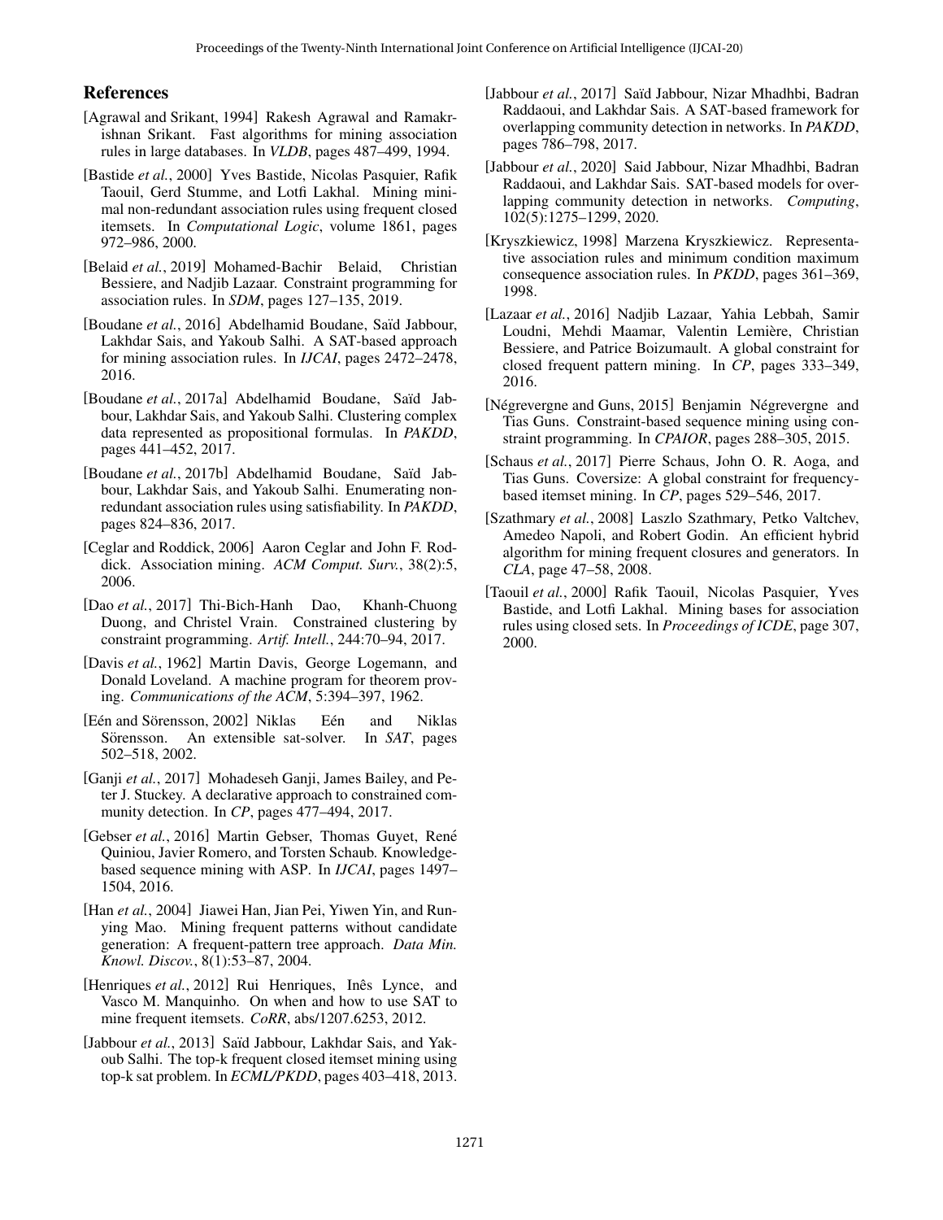# References

[Agrawal and Srikant, 1994] Rakesh Agrawal and Ramakrishnan Srikant. Fast algorithms for mining association rules in large databases. In *VLDB*, pages 487–499, 1994.

[Bastide *et al.*, 2000] Yves Bastide, Nicolas Pasquier, Rafik Taouil, Gerd Stumme, and Lotfi Lakhal. Mining minimal non-redundant association rules using frequent closed itemsets. In *Computational Logic*, volume 1861, pages 972–986, 2000.

[Belaid *et al.*, 2019] Mohamed-Bachir Belaid, Christian Bessiere, and Nadjib Lazaar. Constraint programming for association rules. In *SDM*, pages 127–135, 2019.

[Boudane *et al.*, 2016] Abdelhamid Boudane, Saïd Jabbour, Lakhdar Sais, and Yakoub Salhi. A SAT-based approach for mining association rules. In *IJCAI*, pages 2472–2478, 2016.

[Boudane *et al.*, 2017a] Abdelhamid Boudane, Saïd Jabbour, Lakhdar Sais, and Yakoub Salhi. Clustering complex data represented as propositional formulas. In *PAKDD*, pages 441–452, 2017.

[Boudane *et al.*, 2017b] Abdelhamid Boudane, Saïd Jabbour, Lakhdar Sais, and Yakoub Salhi. Enumerating non-redundant association rules using satisfiability. In *PAKDD*, pages 824–836, 2017.

[Ceglar and Roddick, 2006] Aaron Ceglar and John F. Roddick. Association mining. *ACM Comput. Surv.*, 38(2):5, 2006.

[Dao *et al.*, 2017] Thi-Bich-Hanh Dao, Khanh-Chuong Duong, and Christel Vrain. Constrained clustering by constraint programming. *Artif. Intell.*, 244:70–94, 2017.

[Davis *et al.*, 1962] Martin Davis, George Logemann, and Donald Loveland. A machine program for theorem proving. *Communications of the ACM*, 5:394–397, 1962.

[Eén and Sörensson, 2002] Niklas Eén and Niklas Sörensson. An extensible sat-solver. In *SAT*, pages 502–518, 2002.

[Ganji *et al.*, 2017] Mohadeseh Ganji, James Bailey, and Peter J. Stuckey. A declarative approach to constrained community detection. In *CP*, pages 477–494, 2017.

[Gebser *et al.*, 2016] Martin Gebser, Thomas Guyet, René Quiniou, Javier Romero, and Torsten Schaub. Knowledge-based sequence mining with ASP. In *IJCAI*, pages 1497–1504, 2016.

[Han *et al.*, 2004] Jiawei Han, Jian Pei, Yiwen Yin, and Runying Mao. Mining frequent patterns without candidate generation: A frequent-pattern tree approach. *Data Min. Knowl. Discov.*, 8(1):53–87, 2004.

[Henriques *et al.*, 2012] Rui Henriques, Inês Lynce, and Vasco M. Manquinho. On when and how to use SAT to mine frequent itemsets. *CoRR*, abs/1207.6253, 2012.

[Jabbour *et al.*, 2013] Saïd Jabbour, Lakhdar Sais, and Yakoub Salhi. The top-k frequent closed itemset mining using top-k sat problem. In *ECML/PKDD*, pages 403–418, 2013.

[Jabbour *et al.*, 2017] Saïd Jabbour, Nizar Mhadhbi, Badran Raddaoui, and Lakhdar Sais. A SAT-based framework for overlapping community detection in networks. In *PAKDD*, pages 786–798, 2017.

[Jabbour *et al.*, 2020] Said Jabbour, Nizar Mhadhbi, Badran Raddaoui, and Lakhdar Sais. SAT-based models for overlapping community detection in networks. *Computing*, 102(5):1275–1299, 2020.

[Kryszkiewicz, 1998] Marzena Kryszkiewicz. Representative association rules and minimum condition maximum consequence association rules. In *PKDD*, pages 361–369, 1998.

[Lazaar *et al.*, 2016] Nadjib Lazaar, Yahia Lebbah, Samir Loudni, Mehdi Maamar, Valentin Lemière, Christian Bessiere, and Patrice Boizumault. A global constraint for closed frequent pattern mining. In *CP*, pages 333–349, 2016.

[Négrevergne and Guns, 2015] Benjamin Négrevergne and Tias Guns. Constraint-based sequence mining using constraint programming. In *CPAIOR*, pages 288–305, 2015.

[Schaus *et al.*, 2017] Pierre Schaus, John O. R. Aoga, and Tias Guns. Coversize: A global constraint for frequency-based itemset mining. In *CP*, pages 529–546, 2017.

[Szathmary *et al.*, 2008] Laszlo Szathmary, Petko Valtchev, Amedeo Napoli, and Robert Godin. An efficient hybrid algorithm for mining frequent closures and generators. In *CLA*, page 47–58, 2008.

[Taouil *et al.*, 2000] Rafik Taouil, Nicolas Pasquier, Yves Bastide, and Lotfi Lakhal. Mining bases for association rules using closed sets. In *Proceedings of ICDE*, page 307, 2000.